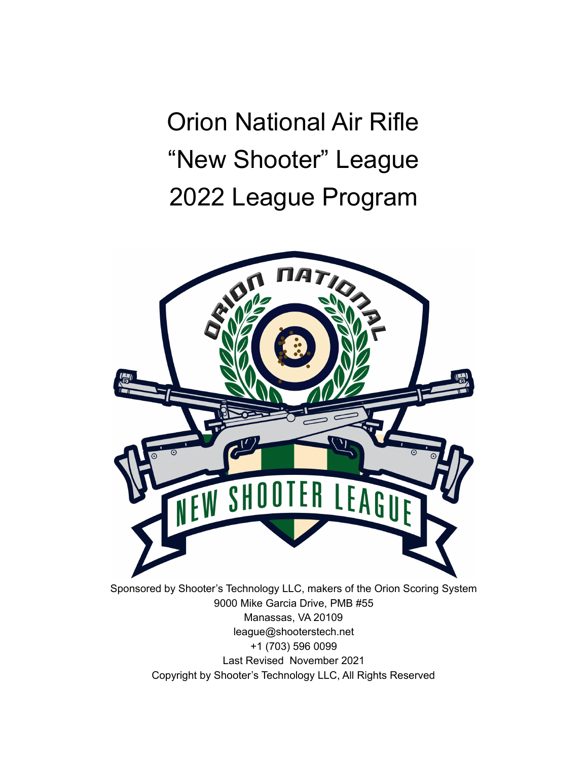# Orion National Air Rifle
# "New Shooter" League
# 2022 League Program

Sponsored by Shooter's Technology LLC, makers of the Orion Scoring System
9000 Mike Garcia Drive, PMB #55
Manassas, VA 20109
league@shooterstech.net
+1 (703) 596 0099
Last Revised November 2021
Copyright by Shooter's Technology LLC, All Rights Reserved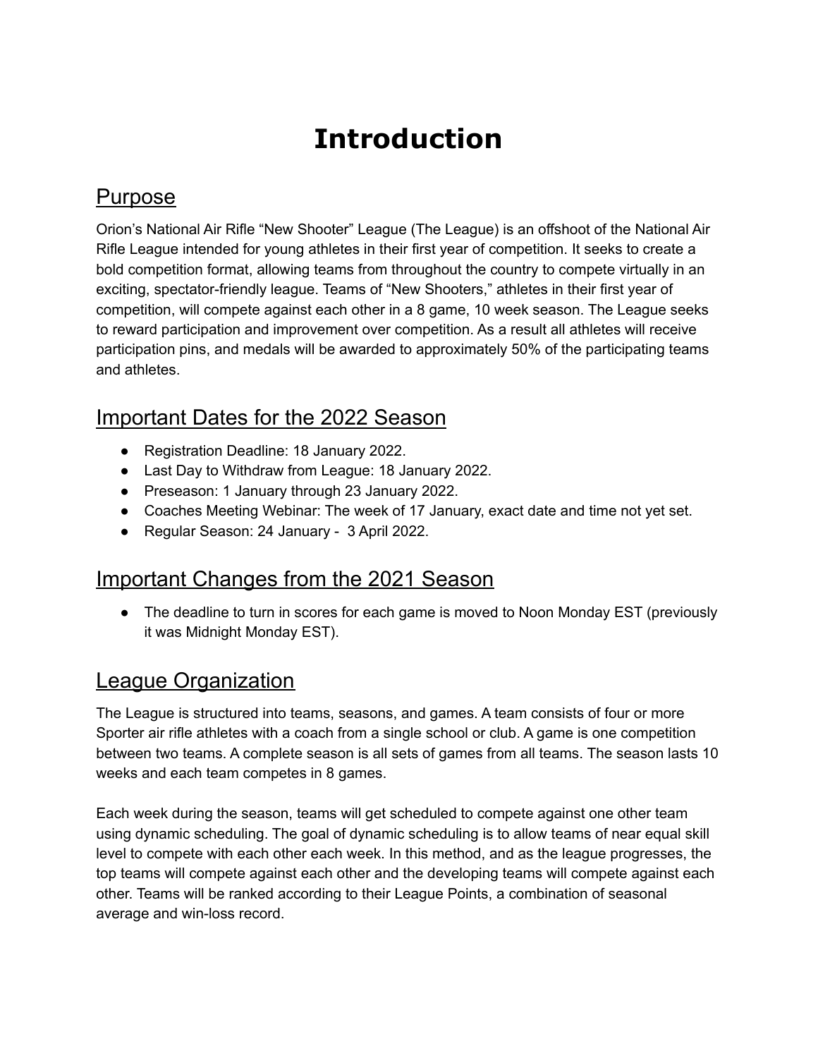# Introduction

## Purpose

Orion's National Air Rifle "New Shooter" League (The League) is an offshoot of the National Air Rifle League intended for young athletes in their first year of competition. It seeks to create a bold competition format, allowing teams from throughout the country to compete virtually in an exciting, spectator-friendly league. Teams of "New Shooters," athletes in their first year of competition, will compete against each other in a 8 game, 10 week season. The League seeks to reward participation and improvement over competition. As a result all athletes will receive participation pins, and medals will be awarded to approximately 50% of the participating teams and athletes.

## Important Dates for the 2022 Season

- Registration Deadline: 18 January 2022.
- Last Day to Withdraw from League: 18 January 2022.
- Preseason: 1 January through 23 January 2022.
- Coaches Meeting Webinar: The week of 17 January, exact date and time not yet set.
- Regular Season: 24 January - 3 April 2022.

## Important Changes from the 2021 Season

- The deadline to turn in scores for each game is moved to Noon Monday EST (previously it was Midnight Monday EST).

## League Organization

The League is structured into teams, seasons, and games. A team consists of four or more Sporter air rifle athletes with a coach from a single school or club. A game is one competition between two teams. A complete season is all sets of games from all teams. The season lasts 10 weeks and each team competes in 8 games.

Each week during the season, teams will get scheduled to compete against one other team using dynamic scheduling. The goal of dynamic scheduling is to allow teams of near equal skill level to compete with each other each week. In this method, and as the league progresses, the top teams will compete against each other and the developing teams will compete against each other. Teams will be ranked according to their League Points, a combination of seasonal average and win-loss record.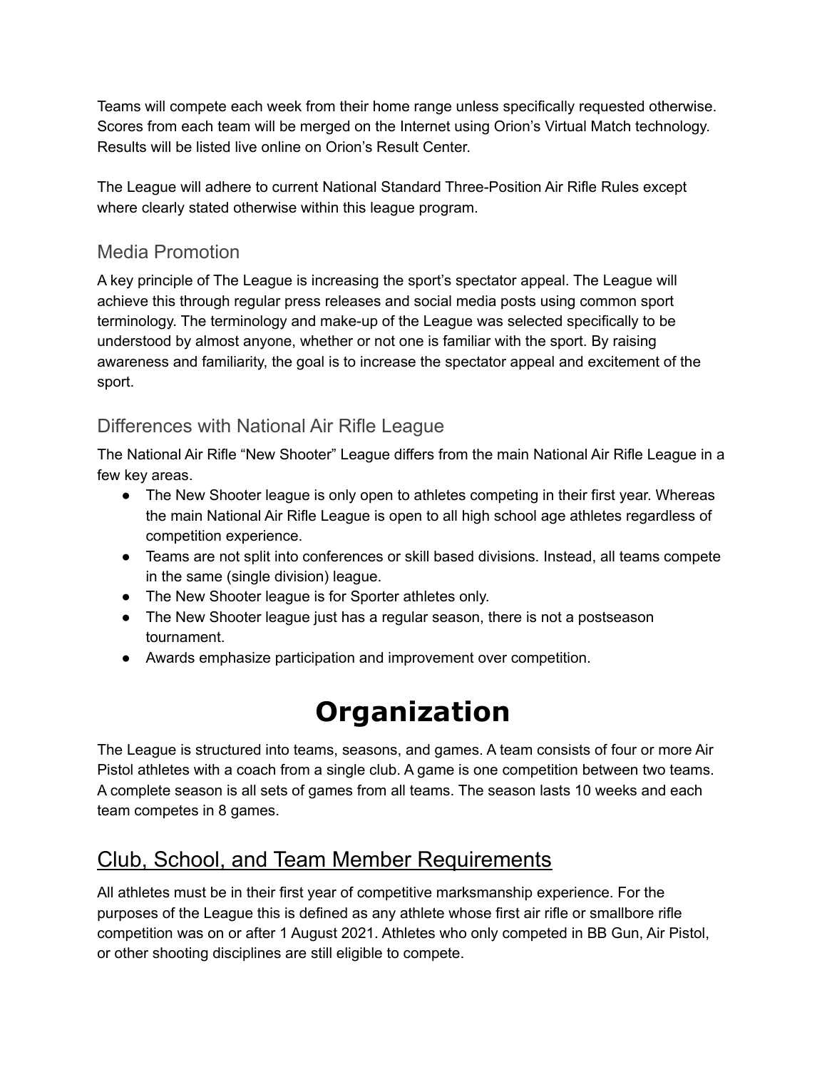Teams will compete each week from their home range unless specifically requested otherwise. Scores from each team will be merged on the Internet using Orion's Virtual Match technology. Results will be listed live online on Orion's Result Center.

The League will adhere to current National Standard Three-Position Air Rifle Rules except where clearly stated otherwise within this league program.

### Media Promotion

A key principle of The League is increasing the sport's spectator appeal. The League will achieve this through regular press releases and social media posts using common sport terminology. The terminology and make-up of the League was selected specifically to be understood by almost anyone, whether or not one is familiar with the sport. By raising awareness and familiarity, the goal is to increase the spectator appeal and excitement of the sport.

### Differences with National Air Rifle League

The National Air Rifle "New Shooter" League differs from the main National Air Rifle League in a few key areas.

- The New Shooter league is only open to athletes competing in their first year. Whereas the main National Air Rifle League is open to all high school age athletes regardless of competition experience.
- Teams are not split into conferences or skill based divisions. Instead, all teams compete in the same (single division) league.
- The New Shooter league is for Sporter athletes only.
- The New Shooter league just has a regular season, there is not a postseason tournament.
- Awards emphasize participation and improvement over competition.

# Organization

The League is structured into teams, seasons, and games. A team consists of four or more Air Pistol athletes with a coach from a single club. A game is one competition between two teams. A complete season is all sets of games from all teams. The season lasts 10 weeks and each team competes in 8 games.

## Club, School, and Team Member Requirements

All athletes must be in their first year of competitive marksmanship experience. For the purposes of the League this is defined as any athlete whose first air rifle or smallbore rifle competition was on or after 1 August 2021. Athletes who only competed in BB Gun, Air Pistol, or other shooting disciplines are still eligible to compete.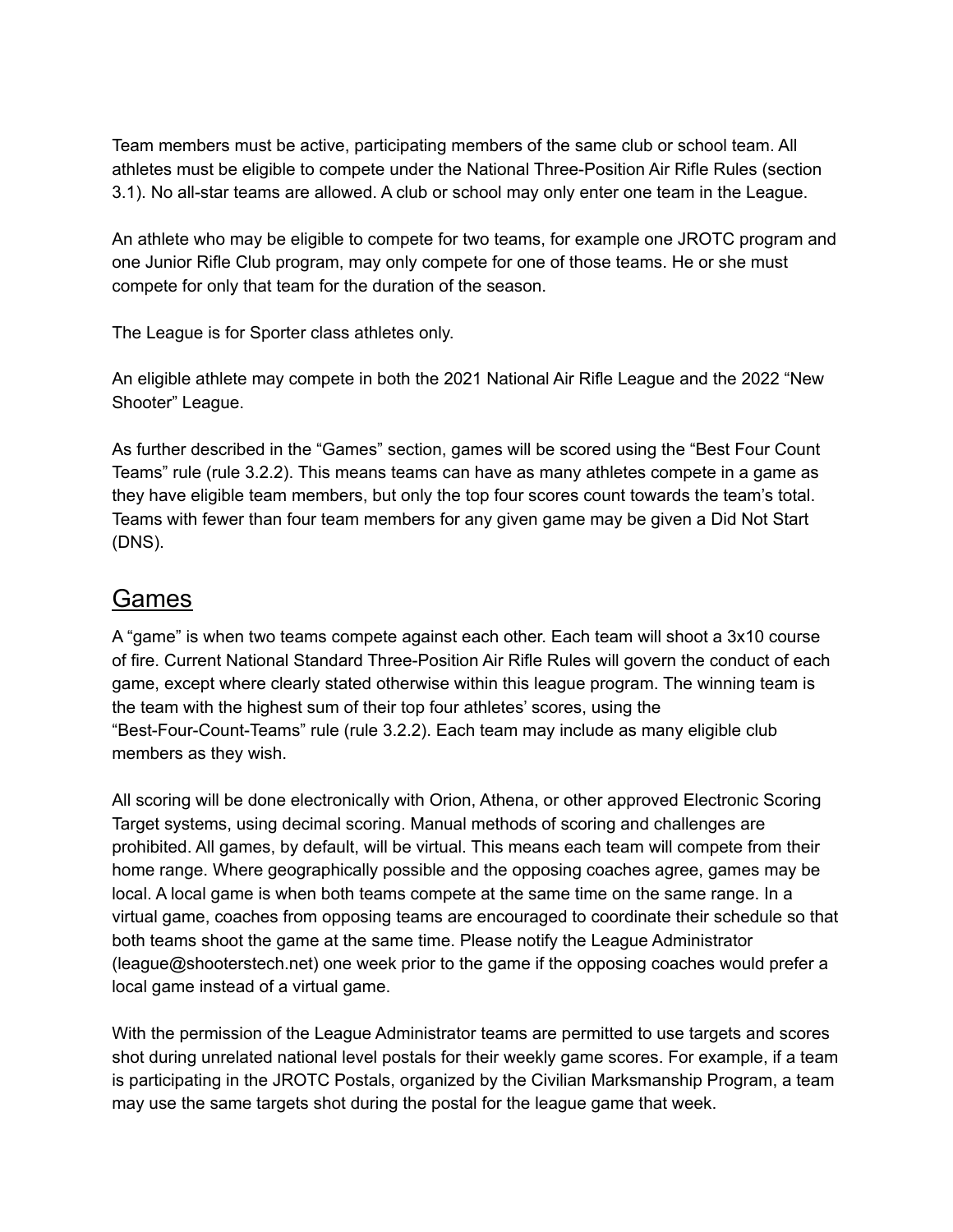Team members must be active, participating members of the same club or school team. All athletes must be eligible to compete under the National Three-Position Air Rifle Rules (section 3.1). No all-star teams are allowed. A club or school may only enter one team in the League.

An athlete who may be eligible to compete for two teams, for example one JROTC program and one Junior Rifle Club program, may only compete for one of those teams. He or she must compete for only that team for the duration of the season.

The League is for Sporter class athletes only.

An eligible athlete may compete in both the 2021 National Air Rifle League and the 2022 "New Shooter" League.

As further described in the "Games" section, games will be scored using the "Best Four Count Teams" rule (rule 3.2.2). This means teams can have as many athletes compete in a game as they have eligible team members, but only the top four scores count towards the team's total. Teams with fewer than four team members for any given game may be given a Did Not Start (DNS).

## Games

A "game" is when two teams compete against each other. Each team will shoot a 3x10 course of fire. Current National Standard Three-Position Air Rifle Rules will govern the conduct of each game, except where clearly stated otherwise within this league program. The winning team is the team with the highest sum of their top four athletes' scores, using the "Best-Four-Count-Teams" rule (rule 3.2.2). Each team may include as many eligible club members as they wish.

All scoring will be done electronically with Orion, Athena, or other approved Electronic Scoring Target systems, using decimal scoring. Manual methods of scoring and challenges are prohibited. All games, by default, will be virtual. This means each team will compete from their home range. Where geographically possible and the opposing coaches agree, games may be local. A local game is when both teams compete at the same time on the same range. In a virtual game, coaches from opposing teams are encouraged to coordinate their schedule so that both teams shoot the game at the same time. Please notify the League Administrator (league@shooterstech.net) one week prior to the game if the opposing coaches would prefer a local game instead of a virtual game.

With the permission of the League Administrator teams are permitted to use targets and scores shot during unrelated national level postals for their weekly game scores. For example, if a team is participating in the JROTC Postals, organized by the Civilian Marksmanship Program, a team may use the same targets shot during the postal for the league game that week.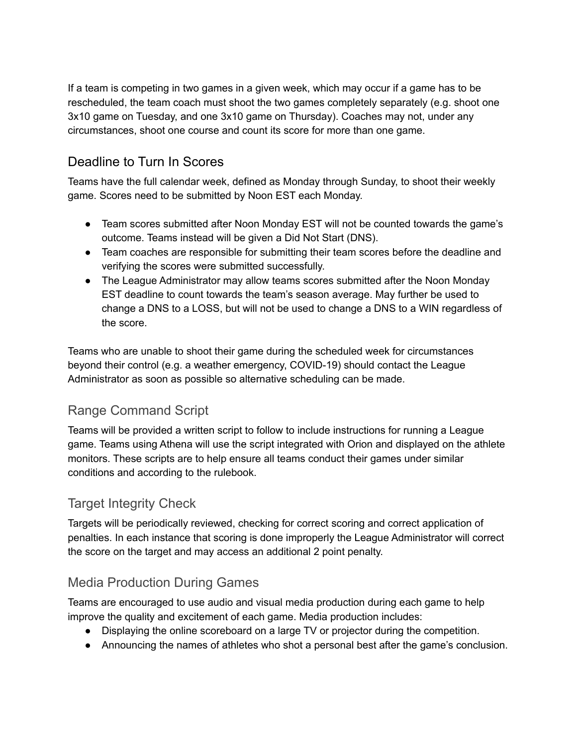If a team is competing in two games in a given week, which may occur if a game has to be rescheduled, the team coach must shoot the two games completely separately (e.g. shoot one 3x10 game on Tuesday, and one 3x10 game on Thursday). Coaches may not, under any circumstances, shoot one course and count its score for more than one game.

## Deadline to Turn In Scores

Teams have the full calendar week, defined as Monday through Sunday, to shoot their weekly game. Scores need to be submitted by Noon EST each Monday.

- Team scores submitted after Noon Monday EST will not be counted towards the game's outcome. Teams instead will be given a Did Not Start (DNS).
- Team coaches are responsible for submitting their team scores before the deadline and verifying the scores were submitted successfully.
- The League Administrator may allow teams scores submitted after the Noon Monday EST deadline to count towards the team's season average. May further be used to change a DNS to a LOSS, but will not be used to change a DNS to a WIN regardless of the score.

Teams who are unable to shoot their game during the scheduled week for circumstances beyond their control (e.g. a weather emergency, COVID-19) should contact the League Administrator as soon as possible so alternative scheduling can be made.

### Range Command Script

Teams will be provided a written script to follow to include instructions for running a League game. Teams using Athena will use the script integrated with Orion and displayed on the athlete monitors. These scripts are to help ensure all teams conduct their games under similar conditions and according to the rulebook.

### Target Integrity Check

Targets will be periodically reviewed, checking for correct scoring and correct application of penalties. In each instance that scoring is done improperly the League Administrator will correct the score on the target and may access an additional 2 point penalty.

### Media Production During Games

Teams are encouraged to use audio and visual media production during each game to help improve the quality and excitement of each game. Media production includes:

- Displaying the online scoreboard on a large TV or projector during the competition.
- Announcing the names of athletes who shot a personal best after the game's conclusion.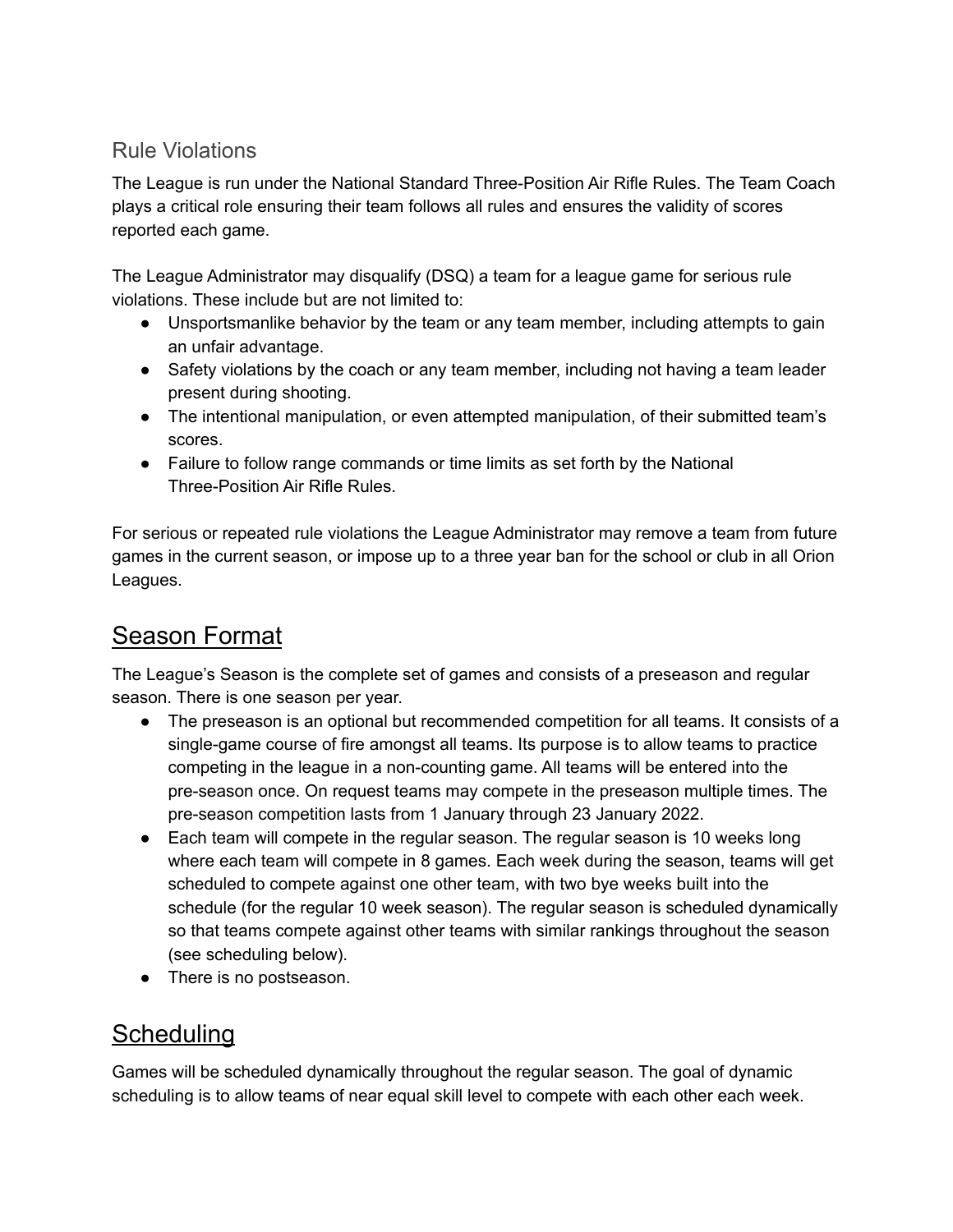### Rule Violations

The League is run under the National Standard Three-Position Air Rifle Rules. The Team Coach plays a critical role ensuring their team follows all rules and ensures the validity of scores reported each game.

The League Administrator may disqualify (DSQ) a team for a league game for serious rule violations. These include but are not limited to:

- Unsportsmanlike behavior by the team or any team member, including attempts to gain an unfair advantage.
- Safety violations by the coach or any team member, including not having a team leader present during shooting.
- The intentional manipulation, or even attempted manipulation, of their submitted team's scores.
- Failure to follow range commands or time limits as set forth by the National Three-Position Air Rifle Rules.

For serious or repeated rule violations the League Administrator may remove a team from future games in the current season, or impose up to a three year ban for the school or club in all Orion Leagues.

## Season Format

The League's Season is the complete set of games and consists of a preseason and regular season. There is one season per year.

- The preseason is an optional but recommended competition for all teams. It consists of a single-game course of fire amongst all teams. Its purpose is to allow teams to practice competing in the league in a non-counting game. All teams will be entered into the pre-season once. On request teams may compete in the preseason multiple times. The pre-season competition lasts from 1 January through 23 January 2022.
- Each team will compete in the regular season. The regular season is 10 weeks long where each team will compete in 8 games. Each week during the season, teams will get scheduled to compete against one other team, with two bye weeks built into the schedule (for the regular 10 week season). The regular season is scheduled dynamically so that teams compete against other teams with similar rankings throughout the season (see scheduling below).
- There is no postseason.

## Scheduling

Games will be scheduled dynamically throughout the regular season. The goal of dynamic scheduling is to allow teams of near equal skill level to compete with each other each week.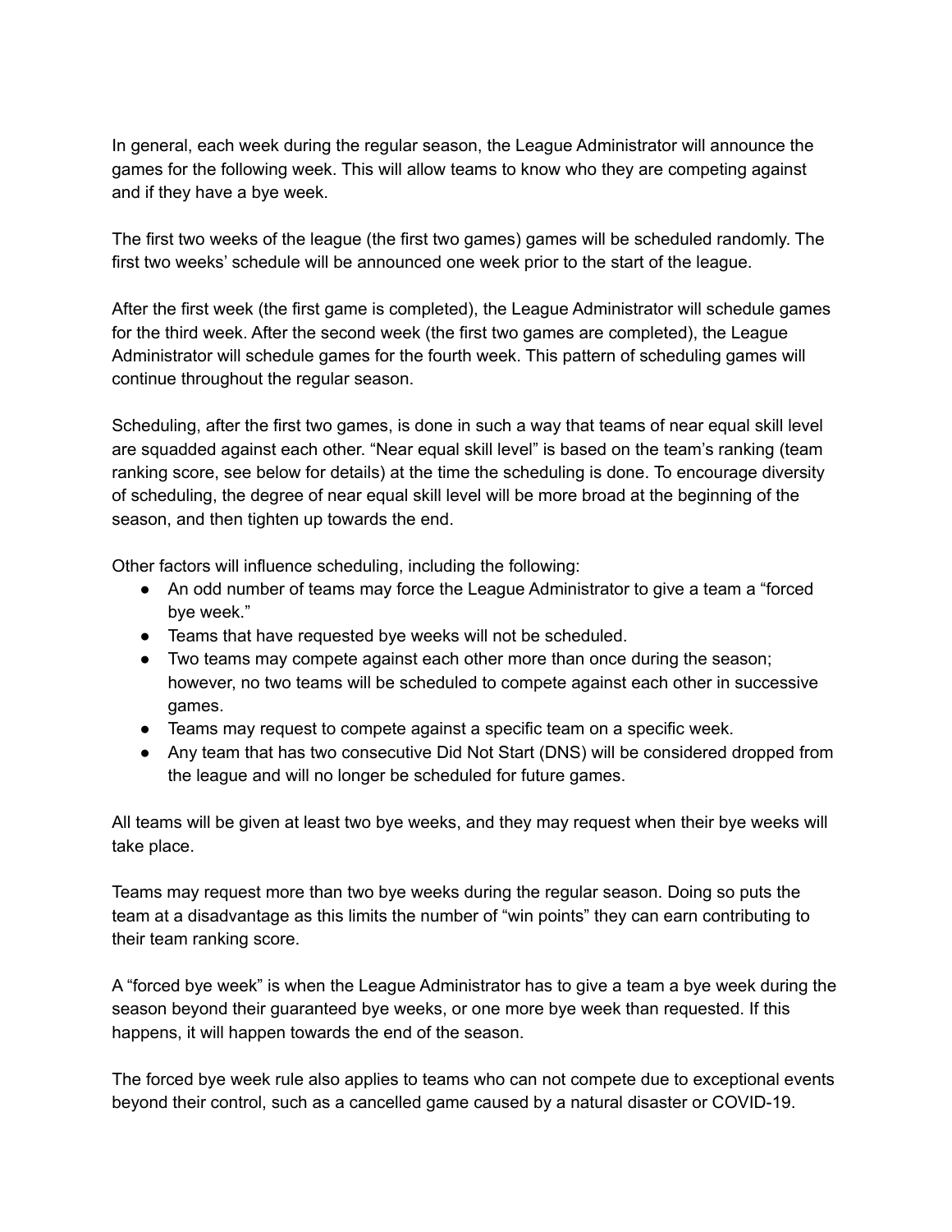In general, each week during the regular season, the League Administrator will announce the games for the following week. This will allow teams to know who they are competing against and if they have a bye week.

The first two weeks of the league (the first two games) games will be scheduled randomly. The first two weeks' schedule will be announced one week prior to the start of the league.

After the first week (the first game is completed), the League Administrator will schedule games for the third week. After the second week (the first two games are completed), the League Administrator will schedule games for the fourth week. This pattern of scheduling games will continue throughout the regular season.

Scheduling, after the first two games, is done in such a way that teams of near equal skill level are squadded against each other. "Near equal skill level" is based on the team's ranking (team ranking score, see below for details) at the time the scheduling is done. To encourage diversity of scheduling, the degree of near equal skill level will be more broad at the beginning of the season, and then tighten up towards the end.

Other factors will influence scheduling, including the following:

- An odd number of teams may force the League Administrator to give a team a "forced bye week."
- Teams that have requested bye weeks will not be scheduled.
- Two teams may compete against each other more than once during the season; however, no two teams will be scheduled to compete against each other in successive games.
- Teams may request to compete against a specific team on a specific week.
- Any team that has two consecutive Did Not Start (DNS) will be considered dropped from the league and will no longer be scheduled for future games.

All teams will be given at least two bye weeks, and they may request when their bye weeks will take place.

Teams may request more than two bye weeks during the regular season. Doing so puts the team at a disadvantage as this limits the number of "win points" they can earn contributing to their team ranking score.

A "forced bye week" is when the League Administrator has to give a team a bye week during the season beyond their guaranteed bye weeks, or one more bye week than requested. If this happens, it will happen towards the end of the season.

The forced bye week rule also applies to teams who can not compete due to exceptional events beyond their control, such as a cancelled game caused by a natural disaster or COVID-19.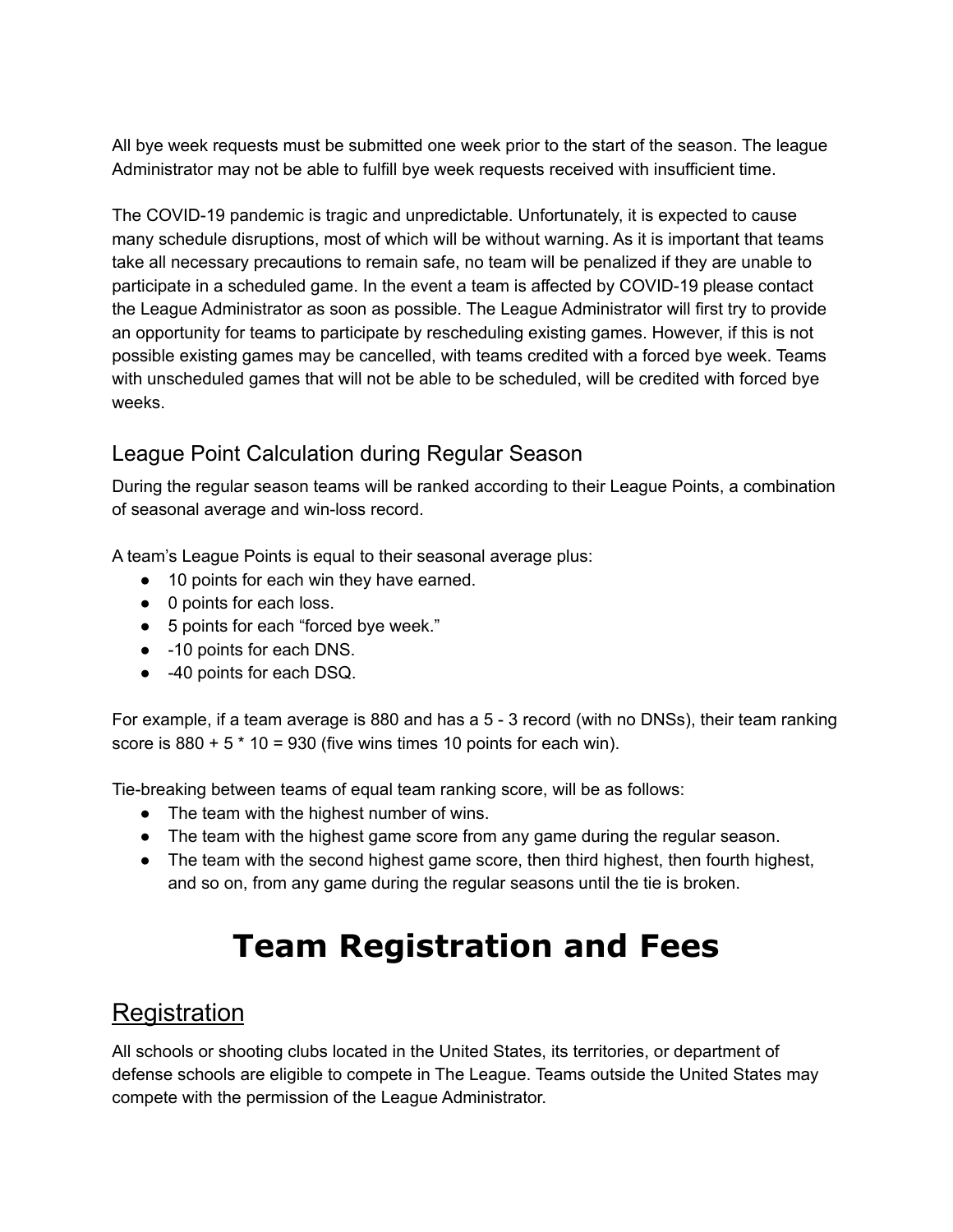All bye week requests must be submitted one week prior to the start of the season. The league Administrator may not be able to fulfill bye week requests received with insufficient time.

The COVID-19 pandemic is tragic and unpredictable. Unfortunately, it is expected to cause many schedule disruptions, most of which will be without warning. As it is important that teams take all necessary precautions to remain safe, no team will be penalized if they are unable to participate in a scheduled game. In the event a team is affected by COVID-19 please contact the League Administrator as soon as possible. The League Administrator will first try to provide an opportunity for teams to participate by rescheduling existing games. However, if this is not possible existing games may be cancelled, with teams credited with a forced bye week. Teams with unscheduled games that will not be able to be scheduled, will be credited with forced bye weeks.

### League Point Calculation during Regular Season

During the regular season teams will be ranked according to their League Points, a combination of seasonal average and win-loss record.

A team's League Points is equal to their seasonal average plus:

- 10 points for each win they have earned.
- 0 points for each loss.
- 5 points for each "forced bye week."
- -10 points for each DNS.
- -40 points for each DSQ.

For example, if a team average is 880 and has a 5 - 3 record (with no DNSs), their team ranking score is 880 + 5 * 10 = 930 (five wins times 10 points for each win).

Tie-breaking between teams of equal team ranking score, will be as follows:

- The team with the highest number of wins.
- The team with the highest game score from any game during the regular season.
- The team with the second highest game score, then third highest, then fourth highest, and so on, from any game during the regular seasons until the tie is broken.

# Team Registration and Fees

## Registration

All schools or shooting clubs located in the United States, its territories, or department of defense schools are eligible to compete in The League. Teams outside the United States may compete with the permission of the League Administrator.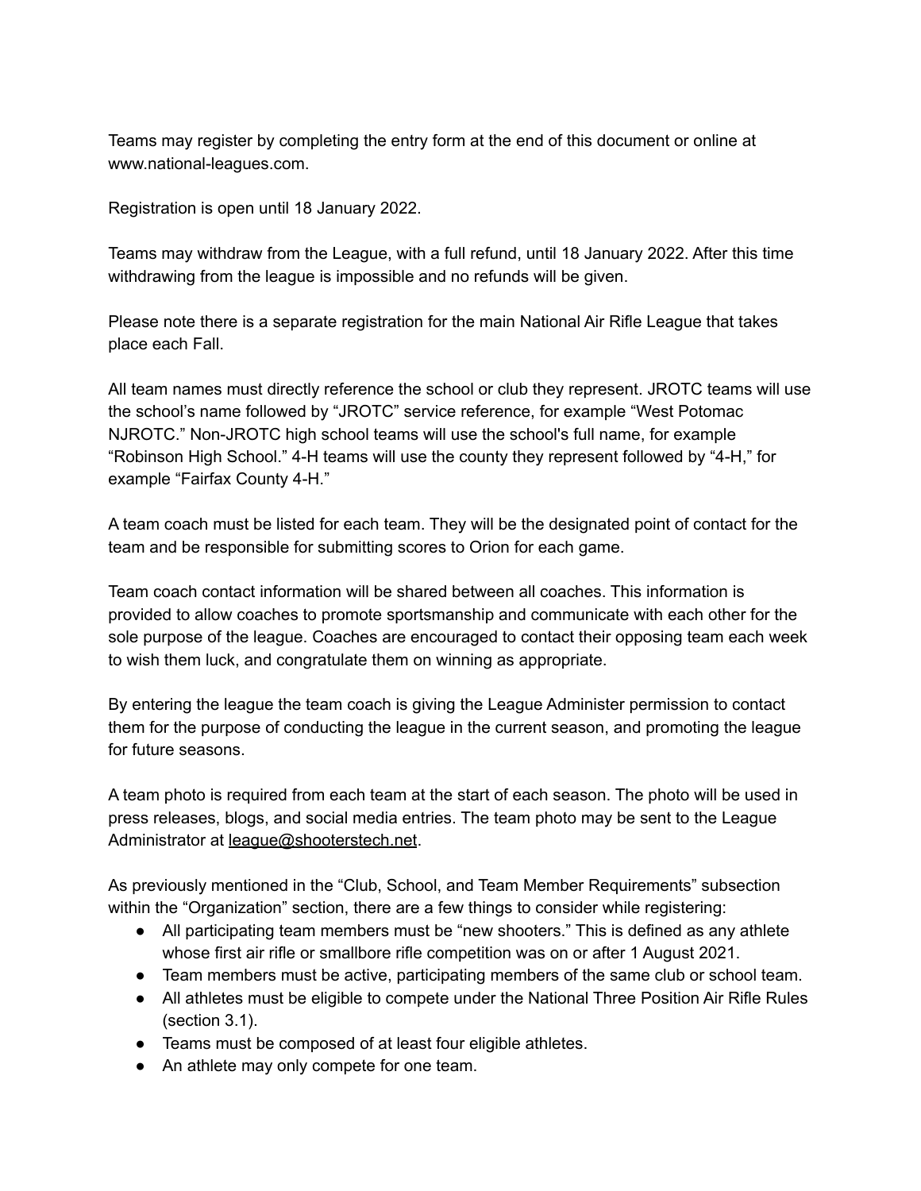Teams may register by completing the entry form at the end of this document or online at www.national-leagues.com.

Registration is open until 18 January 2022.

Teams may withdraw from the League, with a full refund, until 18 January 2022. After this time withdrawing from the league is impossible and no refunds will be given.

Please note there is a separate registration for the main National Air Rifle League that takes place each Fall.

All team names must directly reference the school or club they represent. JROTC teams will use the school's name followed by "JROTC" service reference, for example "West Potomac NJROTC." Non-JROTC high school teams will use the school's full name, for example "Robinson High School." 4-H teams will use the county they represent followed by "4-H," for example "Fairfax County 4-H."

A team coach must be listed for each team. They will be the designated point of contact for the team and be responsible for submitting scores to Orion for each game.

Team coach contact information will be shared between all coaches. This information is provided to allow coaches to promote sportsmanship and communicate with each other for the sole purpose of the league. Coaches are encouraged to contact their opposing team each week to wish them luck, and congratulate them on winning as appropriate.

By entering the league the team coach is giving the League Administer permission to contact them for the purpose of conducting the league in the current season, and promoting the league for future seasons.

A team photo is required from each team at the start of each season. The photo will be used in press releases, blogs, and social media entries. The team photo may be sent to the League Administrator at league@shooterstech.net.

As previously mentioned in the "Club, School, and Team Member Requirements" subsection within the "Organization" section, there are a few things to consider while registering:

- All participating team members must be "new shooters." This is defined as any athlete whose first air rifle or smallbore rifle competition was on or after 1 August 2021.
- Team members must be active, participating members of the same club or school team.
- All athletes must be eligible to compete under the National Three Position Air Rifle Rules (section 3.1).
- Teams must be composed of at least four eligible athletes.
- An athlete may only compete for one team.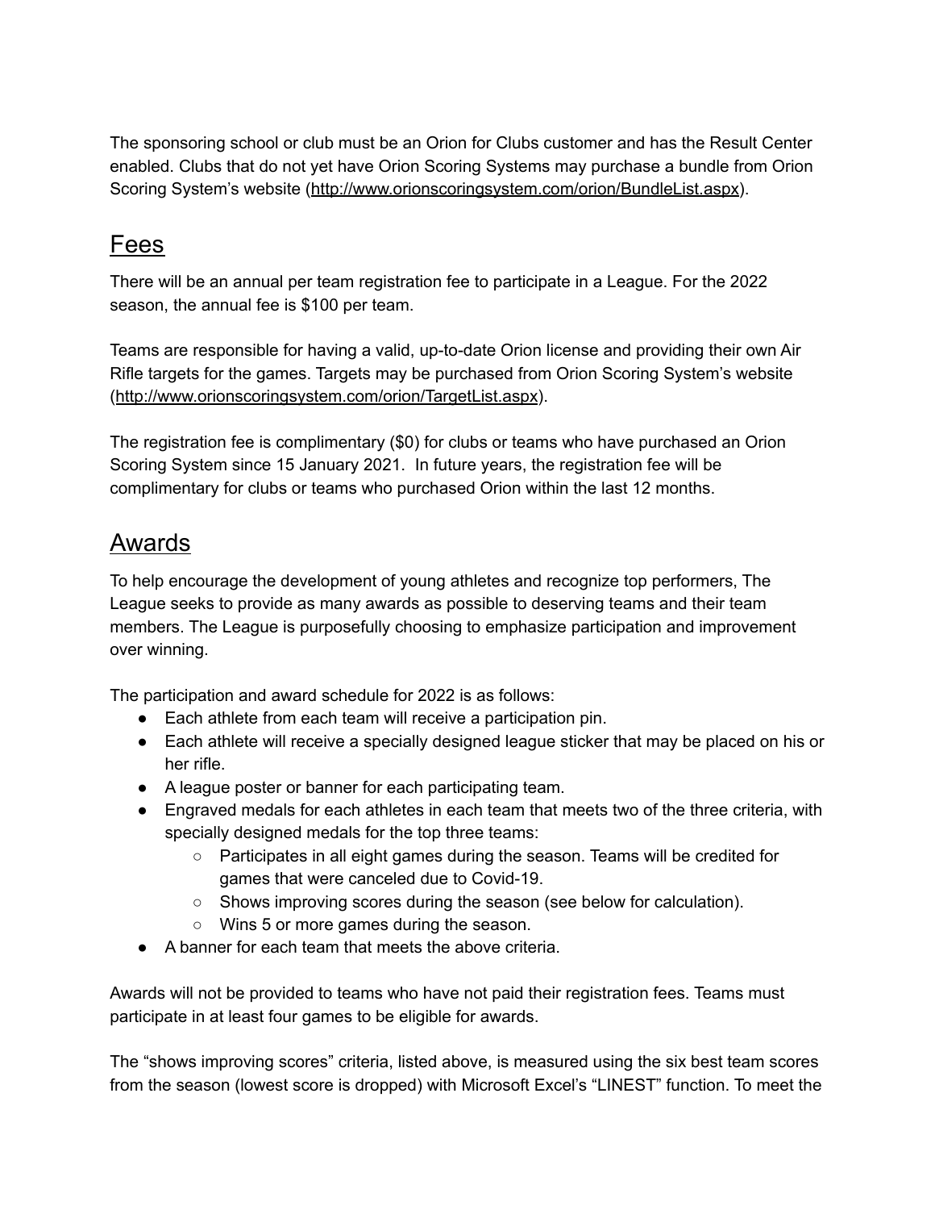The sponsoring school or club must be an Orion for Clubs customer and has the Result Center enabled. Clubs that do not yet have Orion Scoring Systems may purchase a bundle from Orion Scoring System's website (http://www.orionscoringsystem.com/orion/BundleList.aspx).

## Fees

There will be an annual per team registration fee to participate in a League. For the 2022 season, the annual fee is $100 per team.

Teams are responsible for having a valid, up-to-date Orion license and providing their own Air Rifle targets for the games. Targets may be purchased from Orion Scoring System's website (http://www.orionscoringsystem.com/orion/TargetList.aspx).

The registration fee is complimentary ($0) for clubs or teams who have purchased an Orion Scoring System since 15 January 2021. In future years, the registration fee will be complimentary for clubs or teams who purchased Orion within the last 12 months.

## Awards

To help encourage the development of young athletes and recognize top performers, The League seeks to provide as many awards as possible to deserving teams and their team members. The League is purposefully choosing to emphasize participation and improvement over winning.

The participation and award schedule for 2022 is as follows:

- Each athlete from each team will receive a participation pin.
- Each athlete will receive a specially designed league sticker that may be placed on his or her rifle.
- A league poster or banner for each participating team.
- Engraved medals for each athletes in each team that meets two of the three criteria, with specially designed medals for the top three teams:
  - Participates in all eight games during the season. Teams will be credited for games that were canceled due to Covid-19.
  - Shows improving scores during the season (see below for calculation).
  - Wins 5 or more games during the season.
- A banner for each team that meets the above criteria.

Awards will not be provided to teams who have not paid their registration fees. Teams must participate in at least four games to be eligible for awards.

The "shows improving scores" criteria, listed above, is measured using the six best team scores from the season (lowest score is dropped) with Microsoft Excel's "LINEST" function. To meet the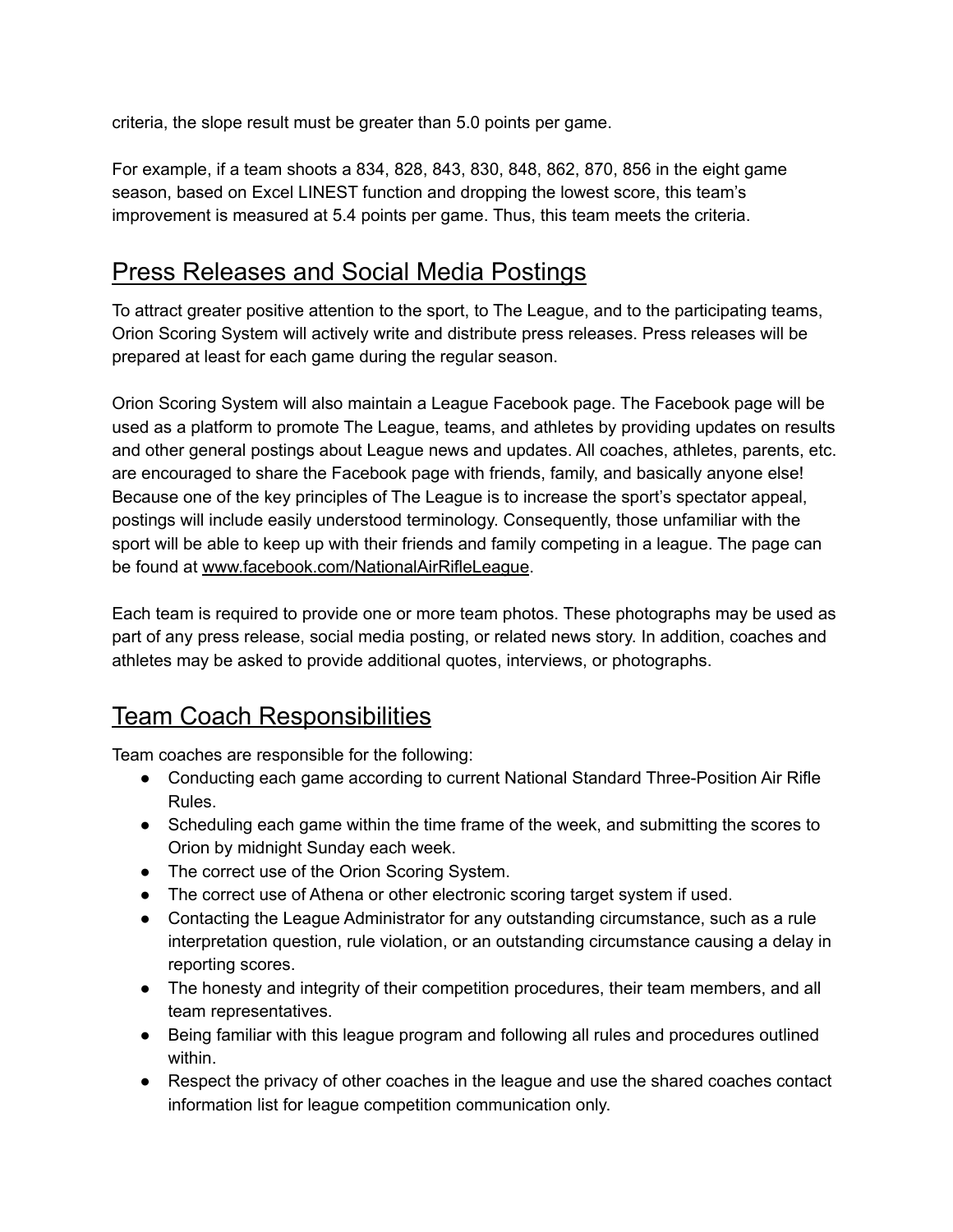criteria, the slope result must be greater than 5.0 points per game.

For example, if a team shoots a 834, 828, 843, 830, 848, 862, 870, 856 in the eight game season, based on Excel LINEST function and dropping the lowest score, this team's improvement is measured at 5.4 points per game. Thus, this team meets the criteria.

## Press Releases and Social Media Postings

To attract greater positive attention to the sport, to The League, and to the participating teams, Orion Scoring System will actively write and distribute press releases. Press releases will be prepared at least for each game during the regular season.

Orion Scoring System will also maintain a League Facebook page. The Facebook page will be used as a platform to promote The League, teams, and athletes by providing updates on results and other general postings about League news and updates. All coaches, athletes, parents, etc. are encouraged to share the Facebook page with friends, family, and basically anyone else! Because one of the key principles of The League is to increase the sport's spectator appeal, postings will include easily understood terminology. Consequently, those unfamiliar with the sport will be able to keep up with their friends and family competing in a league. The page can be found at [www.facebook.com/NationalAirRifleLeague](http://www.facebook.com/NationalAirRifleLeague).

Each team is required to provide one or more team photos. These photographs may be used as part of any press release, social media posting, or related news story. In addition, coaches and athletes may be asked to provide additional quotes, interviews, or photographs.

## Team Coach Responsibilities

Team coaches are responsible for the following:

- Conducting each game according to current National Standard Three-Position Air Rifle Rules.
- Scheduling each game within the time frame of the week, and submitting the scores to Orion by midnight Sunday each week.
- The correct use of the Orion Scoring System.
- The correct use of Athena or other electronic scoring target system if used.
- Contacting the League Administrator for any outstanding circumstance, such as a rule interpretation question, rule violation, or an outstanding circumstance causing a delay in reporting scores.
- The honesty and integrity of their competition procedures, their team members, and all team representatives.
- Being familiar with this league program and following all rules and procedures outlined within.
- Respect the privacy of other coaches in the league and use the shared coaches contact information list for league competition communication only.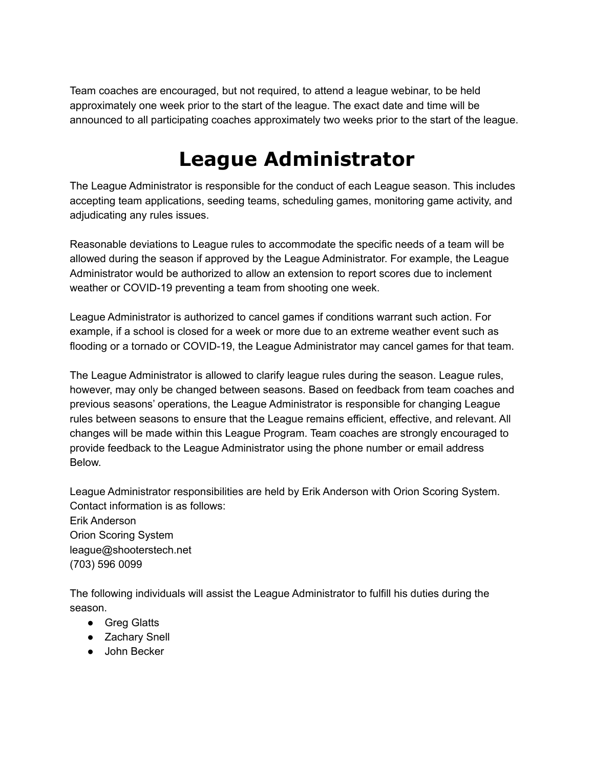Team coaches are encouraged, but not required, to attend a league webinar, to be held approximately one week prior to the start of the league. The exact date and time will be announced to all participating coaches approximately two weeks prior to the start of the league.

# League Administrator

The League Administrator is responsible for the conduct of each League season. This includes accepting team applications, seeding teams, scheduling games, monitoring game activity, and adjudicating any rules issues.

Reasonable deviations to League rules to accommodate the specific needs of a team will be allowed during the season if approved by the League Administrator. For example, the League Administrator would be authorized to allow an extension to report scores due to inclement weather or COVID-19 preventing a team from shooting one week.

League Administrator is authorized to cancel games if conditions warrant such action. For example, if a school is closed for a week or more due to an extreme weather event such as flooding or a tornado or COVID-19, the League Administrator may cancel games for that team.

The League Administrator is allowed to clarify league rules during the season. League rules, however, may only be changed between seasons. Based on feedback from team coaches and previous seasons' operations, the League Administrator is responsible for changing League rules between seasons to ensure that the League remains efficient, effective, and relevant. All changes will be made within this League Program. Team coaches are strongly encouraged to provide feedback to the League Administrator using the phone number or email address Below.

League Administrator responsibilities are held by Erik Anderson with Orion Scoring System. Contact information is as follows:
Erik Anderson
Orion Scoring System
league@shooterstech.net
(703) 596 0099

The following individuals will assist the League Administrator to fulfill his duties during the season.

- Greg Glatts
- Zachary Snell
- John Becker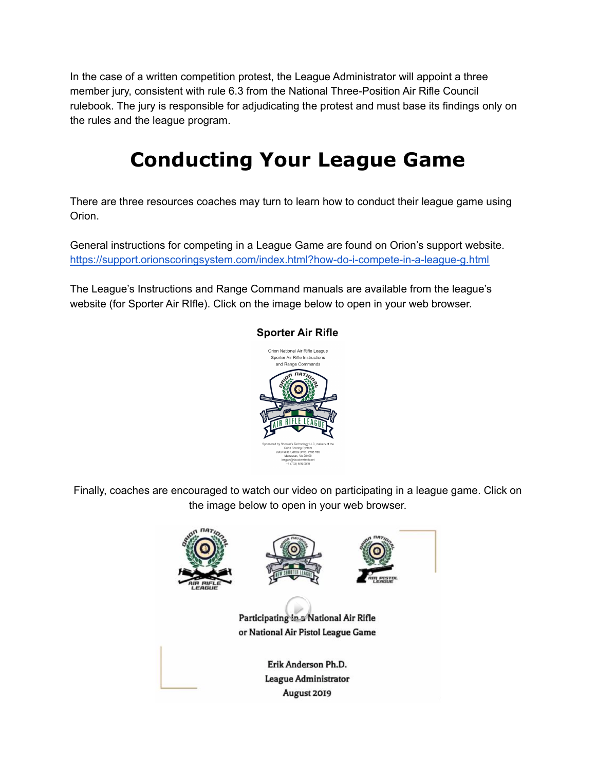In the case of a written competition protest, the League Administrator will appoint a three member jury, consistent with rule 6.3 from the National Three-Position Air Rifle Council rulebook. The jury is responsible for adjudicating the protest and must base its findings only on the rules and the league program.

# Conducting Your League Game

There are three resources coaches may turn to learn how to conduct their league game using Orion.

General instructions for competing in a League Game are found on Orion's support website. https://support.orionscoringsystem.com/index.html?how-do-i-compete-in-a-league-g.html

The League's Instructions and Range Command manuals are available from the league's website (for Sporter Air RIfle). Click on the image below to open in your web browser.

**Sporter Air Rifle**

Finally, coaches are encouraged to watch our video on participating in a league game. Click on the image below to open in your web browser.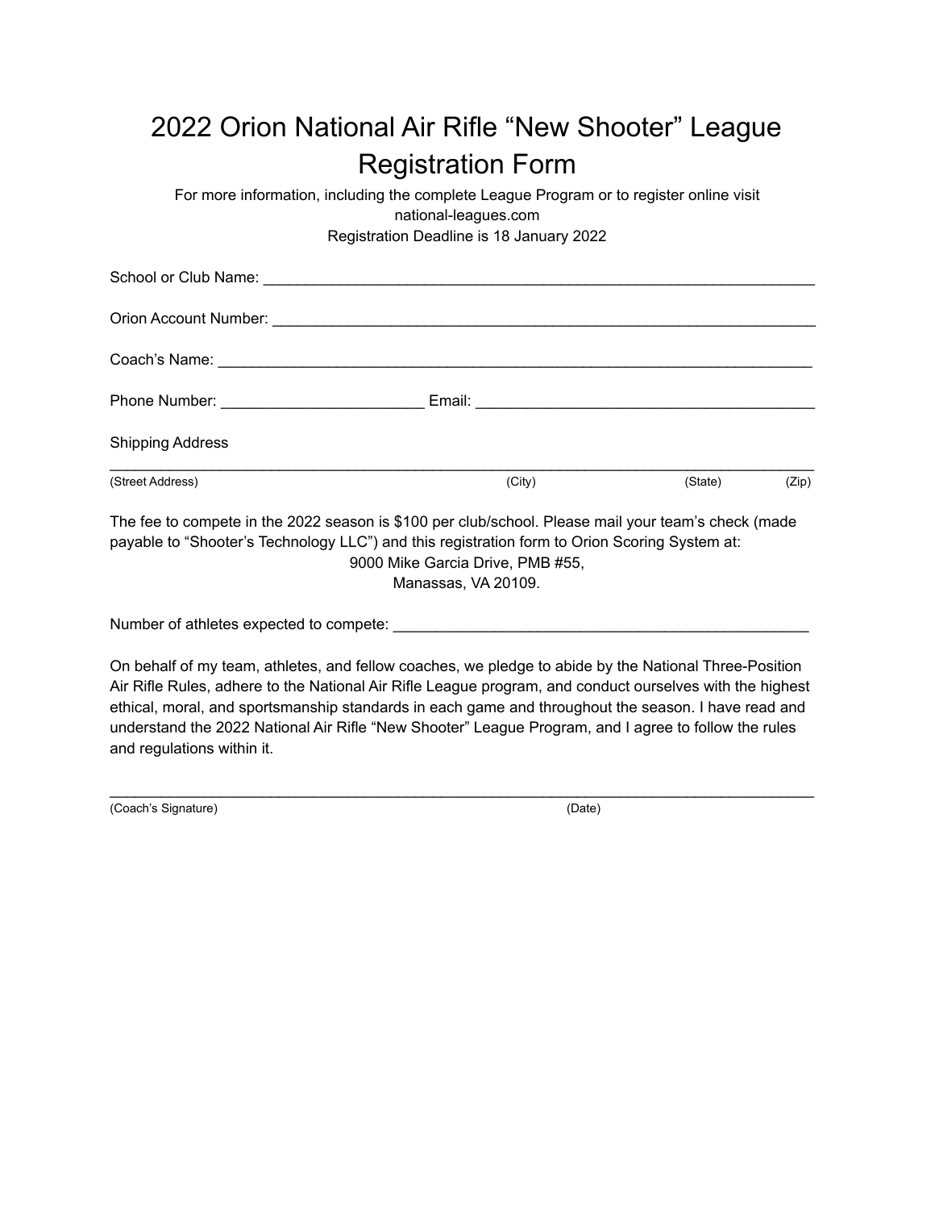# 2022 Orion National Air Rifle “New Shooter” League Registration Form

For more information, including the complete League Program or to register online visit national-leagues.com

Registration Deadline is 18 January 2022

School or Club Name: ___________________________________________________________________

Orion Account Number: _________________________________________________________________

Coach’s Name: _________________________________________________________________________

Phone Number: ________________________ Email: _______________________________________

Shipping Address

_____________________________________________________________________________________

(Street Address) (City) (State) (Zip)

The fee to compete in the 2022 season is $100 per club/school. Please mail your team’s check (made payable to “Shooter’s Technology LLC”) and this registration form to Orion Scoring System at:

9000 Mike Garcia Drive, PMB #55,
Manassas, VA 20109.

Number of athletes expected to compete: __________________________________________________

On behalf of my team, athletes, and fellow coaches, we pledge to abide by the National Three-Position Air Rifle Rules, adhere to the National Air Rifle League program, and conduct ourselves with the highest ethical, moral, and sportsmanship standards in each game and throughout the season. I have read and understand the 2022 National Air Rifle “New Shooter” League Program, and I agree to follow the rules and regulations within it.

_____________________________________________________________________________________

(Coach’s Signature) (Date)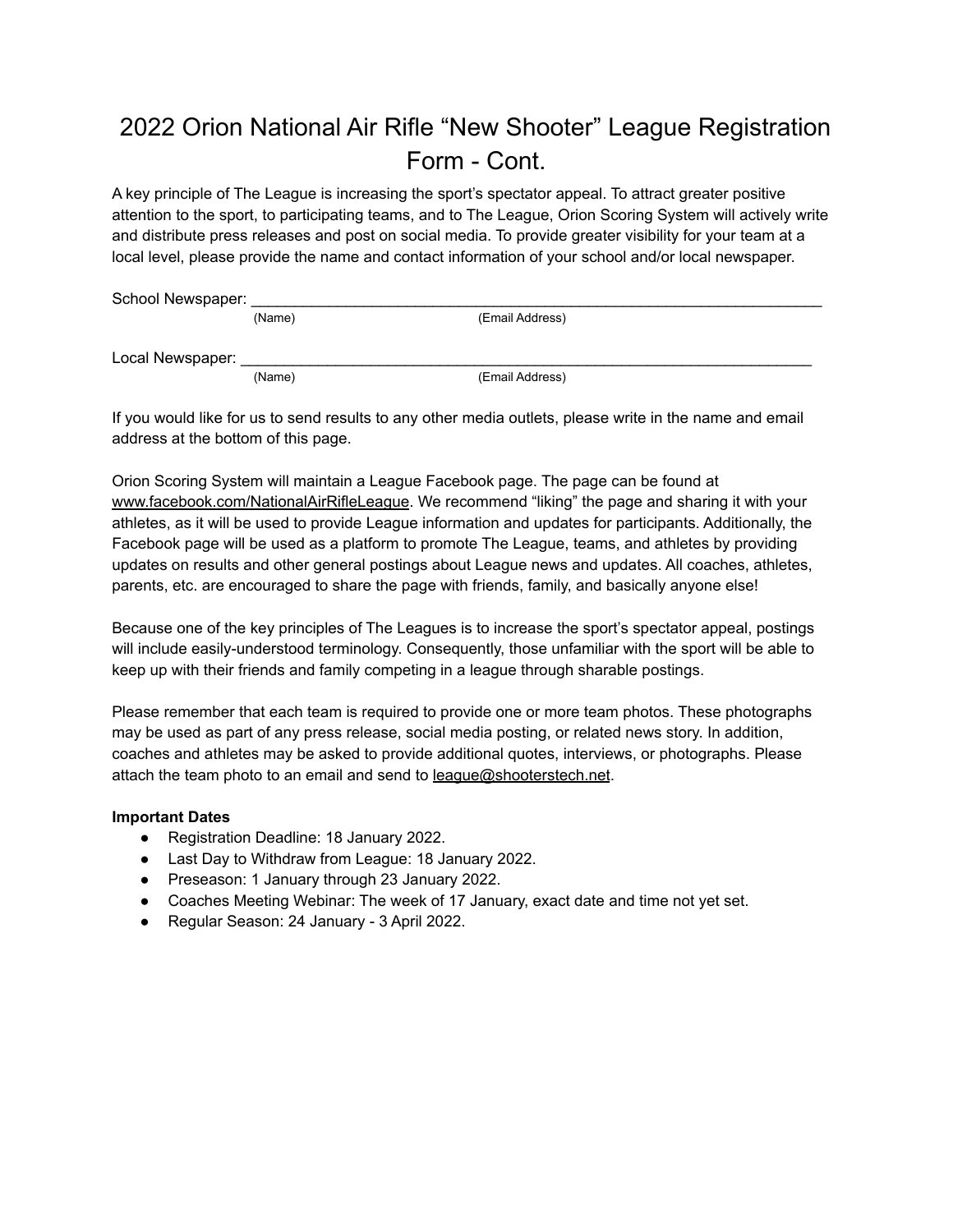# 2022 Orion National Air Rifle "New Shooter" League Registration Form - Cont.

A key principle of The League is increasing the sport's spectator appeal. To attract greater positive attention to the sport, to participating teams, and to The League, Orion Scoring System will actively write and distribute press releases and post on social media. To provide greater visibility for your team at a local level, please provide the name and contact information of your school and/or local newspaper.

School Newspaper: ______________________________________________________________________
(Name) (Email Address)

Local Newspaper: ______________________________________________________________________
(Name) (Email Address)

If you would like for us to send results to any other media outlets, please write in the name and email address at the bottom of this page.

Orion Scoring System will maintain a League Facebook page. The page can be found at www.facebook.com/NationalAirRifleLeague. We recommend "liking" the page and sharing it with your athletes, as it will be used to provide League information and updates for participants. Additionally, the Facebook page will be used as a platform to promote The League, teams, and athletes by providing updates on results and other general postings about League news and updates. All coaches, athletes, parents, etc. are encouraged to share the page with friends, family, and basically anyone else!

Because one of the key principles of The Leagues is to increase the sport's spectator appeal, postings will include easily-understood terminology. Consequently, those unfamiliar with the sport will be able to keep up with their friends and family competing in a league through sharable postings.

Please remember that each team is required to provide one or more team photos. These photographs may be used as part of any press release, social media posting, or related news story. In addition, coaches and athletes may be asked to provide additional quotes, interviews, or photographs. Please attach the team photo to an email and send to league@shooterstech.net.

**Important Dates**

- Registration Deadline: 18 January 2022.
- Last Day to Withdraw from League: 18 January 2022.
- Preseason: 1 January through 23 January 2022.
- Coaches Meeting Webinar: The week of 17 January, exact date and time not yet set.
- Regular Season: 24 January - 3 April 2022.